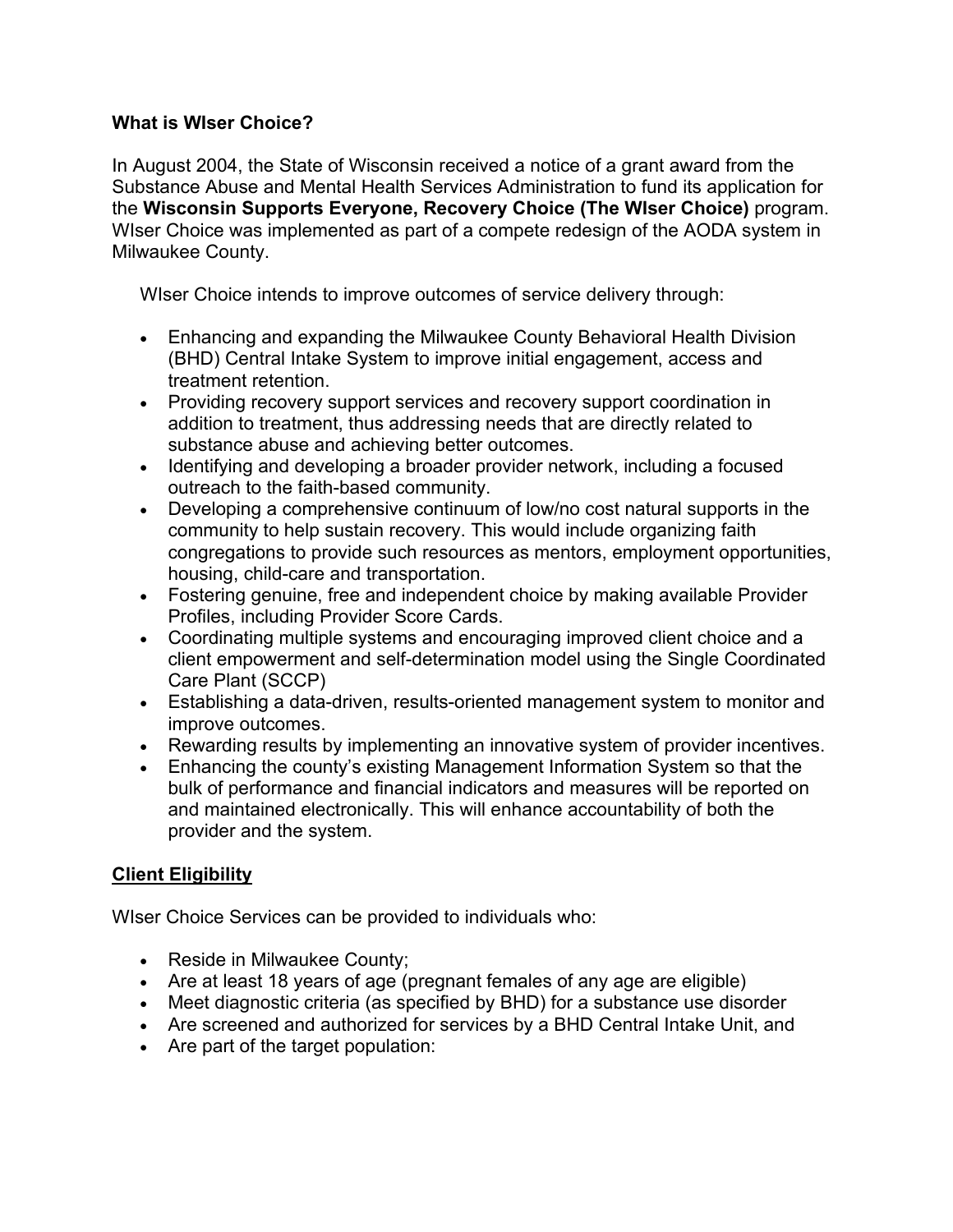**What is WIser Choice?**

In August 2004, the State of Wisconsin received a notice of a grant award from the Substance Abuse and Mental Health Services Administration to fund its application for the **Wisconsin Supports Everyone, Recovery Choice (The WIser Choice)** program. WIser Choice was implemented as part of a compete redesign of the AODA system in Milwaukee County.

WIser Choice intends to improve outcomes of service delivery through:

- Enhancing and expanding the Milwaukee County Behavioral Health Division (BHD) Central Intake System to improve initial engagement, access and treatment retention.
- Providing recovery support services and recovery support coordination in addition to treatment, thus addressing needs that are directly related to substance abuse and achieving better outcomes.
- Identifying and developing a broader provider network, including a focused outreach to the faith-based community.
- Developing a comprehensive continuum of low/no cost natural supports in the community to help sustain recovery. This would include organizing faith congregations to provide such resources as mentors, employment opportunities, housing, child-care and transportation.
- Fostering genuine, free and independent choice by making available Provider Profiles, including Provider Score Cards.
- Coordinating multiple systems and encouraging improved client choice and a client empowerment and self-determination model using the Single Coordinated Care Plant (SCCP)
- Establishing a data-driven, results-oriented management system to monitor and improve outcomes.
- Rewarding results by implementing an innovative system of provider incentives.
- Enhancing the county's existing Management Information System so that the bulk of performance and financial indicators and measures will be reported on and maintained electronically. This will enhance accountability of both the provider and the system.

**<u>Client Eligibility</u>**

WIser Choice Services can be provided to individuals who:

- Reside in Milwaukee County;
- Are at least 18 years of age (pregnant females of any age are eligible)
- Meet diagnostic criteria (as specified by BHD) for a substance use disorder
- Are screened and authorized for services by a BHD Central Intake Unit, and
- Are part of the target population: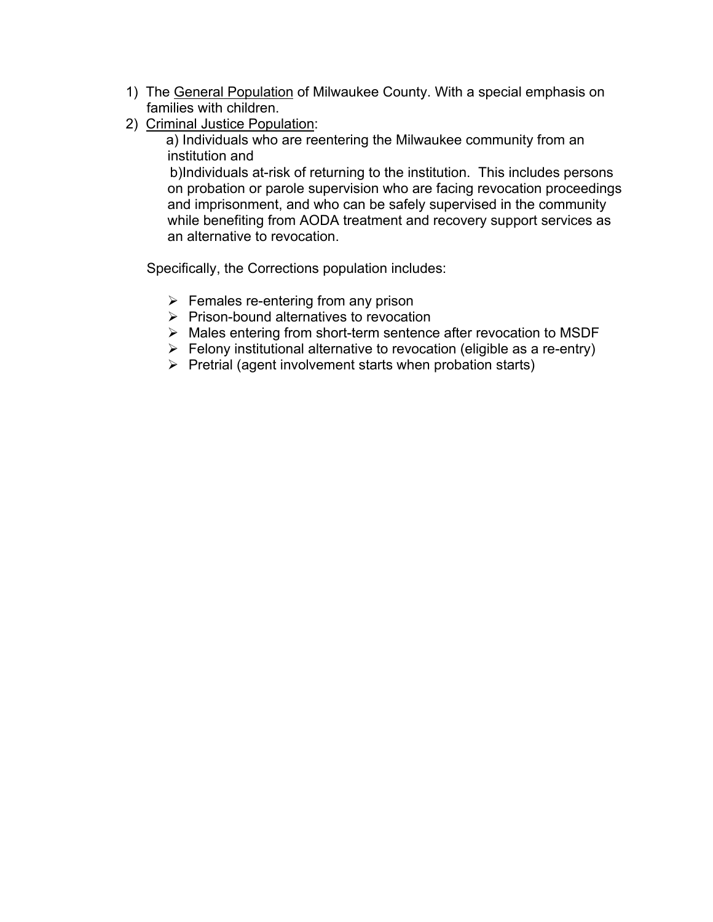1) The <u>General Population</u> of Milwaukee County. With a special emphasis on families with children.
2) <u>Criminal Justice Population</u>:
   a) Individuals who are reentering the Milwaukee community from an institution and
   b)Individuals at-risk of returning to the institution. This includes persons on probation or parole supervision who are facing revocation proceedings and imprisonment, and who can be safely supervised in the community while benefiting from AODA treatment and recovery support services as an alternative to revocation.

Specifically, the Corrections population includes:

- Females re-entering from any prison
- Prison-bound alternatives to revocation
- Males entering from short-term sentence after revocation to MSDF
- Felony institutional alternative to revocation (eligible as a re-entry)
- Pretrial (agent involvement starts when probation starts)